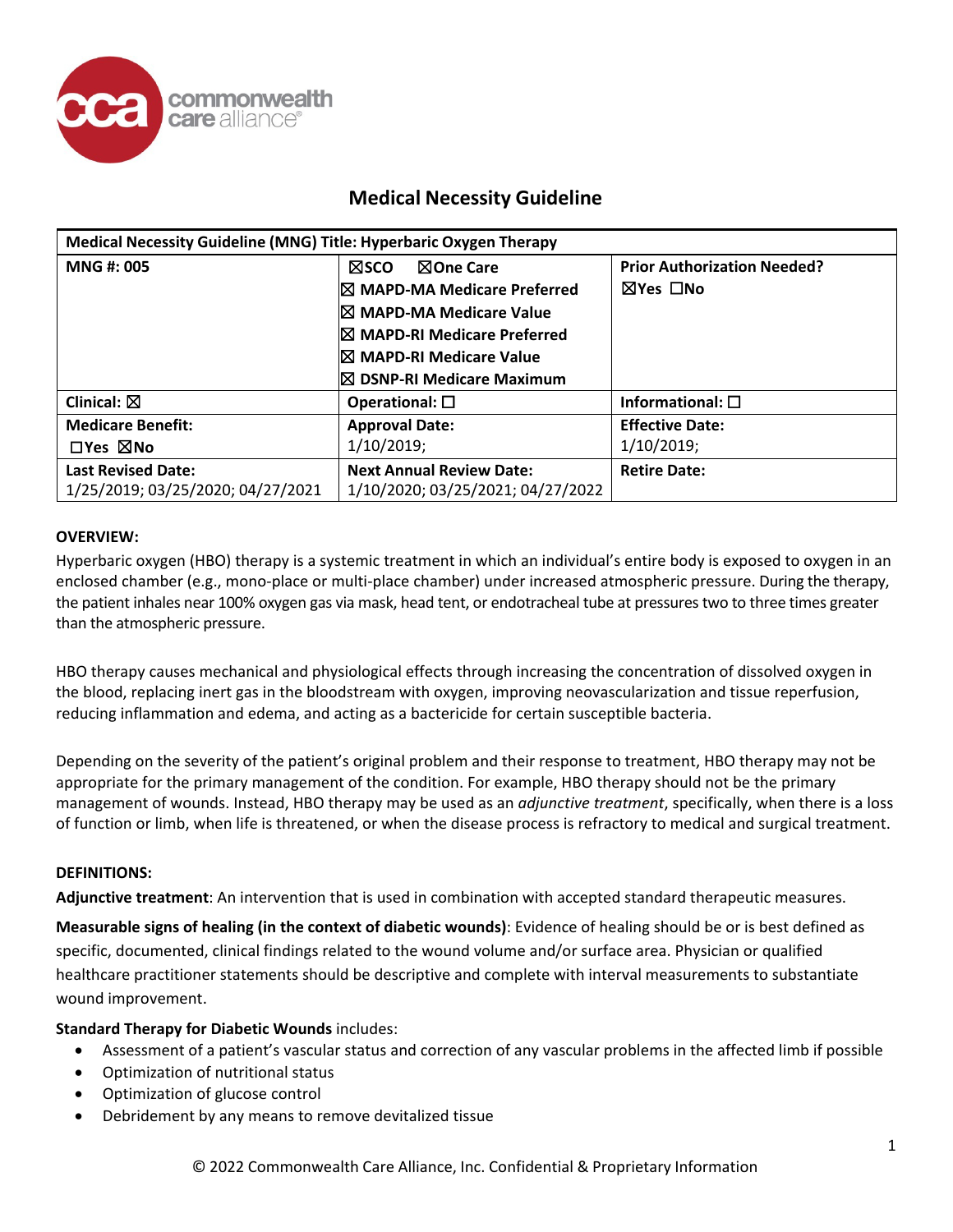# Medical Necessity Guideline

| Medical Necessity Guideline (MNG) Title: Hyperbaric Oxygen Therapy | | |
|---|---|---|
| **MNG #: 005** | ☒SCO ☒One Care<br>☒ MAPD-MA Medicare Preferred<br>☒ MAPD-MA Medicare Value<br>☒ MAPD-RI Medicare Preferred<br>☒ MAPD-RI Medicare Value<br>☒ DSNP-RI Medicare Maximum | **Prior Authorization Needed?**<br>☒Yes ☐No |
| **Clinical:** ☒ | **Operational:** ☐ | **Informational:** ☐ |
| **Medicare Benefit:**<br>☐Yes ☒No | **Approval Date:**<br>1/10/2019; | **Effective Date:**<br>1/10/2019; |
| **Last Revised Date:**<br>1/25/2019; 03/25/2020; 04/27/2021 | **Next Annual Review Date:**<br>1/10/2020; 03/25/2021; 04/27/2022 | **Retire Date:** |

## OVERVIEW:

Hyperbaric oxygen (HBO) therapy is a systemic treatment in which an individual's entire body is exposed to oxygen in an enclosed chamber (e.g., mono-place or multi-place chamber) under increased atmospheric pressure. During the therapy, the patient inhales near 100% oxygen gas via mask, head tent, or endotracheal tube at pressures two to three times greater than the atmospheric pressure.

HBO therapy causes mechanical and physiological effects through increasing the concentration of dissolved oxygen in the blood, replacing inert gas in the bloodstream with oxygen, improving neovascularization and tissue reperfusion, reducing inflammation and edema, and acting as a bactericide for certain susceptible bacteria.

Depending on the severity of the patient's original problem and their response to treatment, HBO therapy may not be appropriate for the primary management of the condition. For example, HBO therapy should not be the primary management of wounds. Instead, HBO therapy may be used as an *adjunctive treatment*, specifically, when there is a loss of function or limb, when life is threatened, or when the disease process is refractory to medical and surgical treatment.

## DEFINITIONS:

**Adjunctive treatment**: An intervention that is used in combination with accepted standard therapeutic measures.

**Measurable signs of healing (in the context of diabetic wounds)**: Evidence of healing should be or is best defined as specific, documented, clinical findings related to the wound volume and/or surface area. Physician or qualified healthcare practitioner statements should be descriptive and complete with interval measurements to substantiate wound improvement.

**Standard Therapy for Diabetic Wounds** includes:

- Assessment of a patient's vascular status and correction of any vascular problems in the affected limb if possible
- Optimization of nutritional status
- Optimization of glucose control
- Debridement by any means to remove devitalized tissue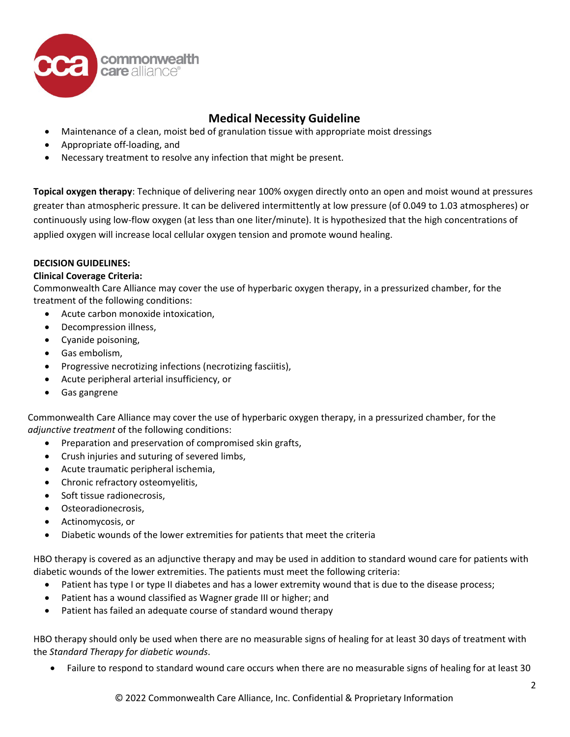- Maintenance of a clean, moist bed of granulation tissue with appropriate moist dressings
- Appropriate off-loading, and
- Necessary treatment to resolve any infection that might be present.

**Topical oxygen therapy**: Technique of delivering near 100% oxygen directly onto an open and moist wound at pressures greater than atmospheric pressure. It can be delivered intermittently at low pressure (of 0.049 to 1.03 atmospheres) or continuously using low-flow oxygen (at less than one liter/minute). It is hypothesized that the high concentrations of applied oxygen will increase local cellular oxygen tension and promote wound healing.

**DECISION GUIDELINES:**

**Clinical Coverage Criteria:**

Commonwealth Care Alliance may cover the use of hyperbaric oxygen therapy, in a pressurized chamber, for the treatment of the following conditions:

- Acute carbon monoxide intoxication,
- Decompression illness,
- Cyanide poisoning,
- Gas embolism,
- Progressive necrotizing infections (necrotizing fasciitis),
- Acute peripheral arterial insufficiency, or
- Gas gangrene

Commonwealth Care Alliance may cover the use of hyperbaric oxygen therapy, in a pressurized chamber, for the *adjunctive treatment* of the following conditions:

- Preparation and preservation of compromised skin grafts,
- Crush injuries and suturing of severed limbs,
- Acute traumatic peripheral ischemia,
- Chronic refractory osteomyelitis,
- Soft tissue radionecrosis,
- Osteoradionecrosis,
- Actinomycosis, or
- Diabetic wounds of the lower extremities for patients that meet the criteria

HBO therapy is covered as an adjunctive therapy and may be used in addition to standard wound care for patients with diabetic wounds of the lower extremities. The patients must meet the following criteria:

- Patient has type I or type II diabetes and has a lower extremity wound that is due to the disease process;
- Patient has a wound classified as Wagner grade III or higher; and
- Patient has failed an adequate course of standard wound therapy

HBO therapy should only be used when there are no measurable signs of healing for at least 30 days of treatment with the *Standard Therapy for diabetic wounds*.

- Failure to respond to standard wound care occurs when there are no measurable signs of healing for at least 30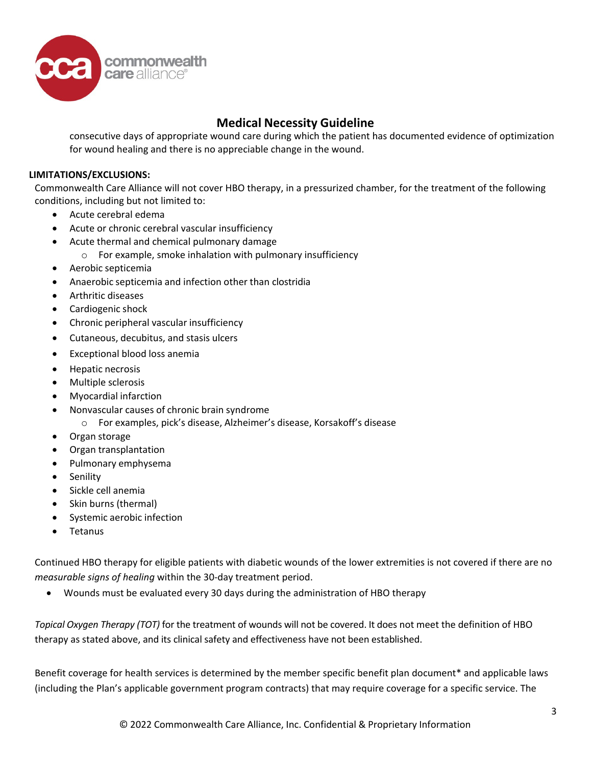consecutive days of appropriate wound care during which the patient has documented evidence of optimization for wound healing and there is no appreciable change in the wound.

**LIMITATIONS/EXCLUSIONS:**

Commonwealth Care Alliance will not cover HBO therapy, in a pressurized chamber, for the treatment of the following conditions, including but not limited to:

- Acute cerebral edema
- Acute or chronic cerebral vascular insufficiency
- Acute thermal and chemical pulmonary damage
  - For example, smoke inhalation with pulmonary insufficiency
- Aerobic septicemia
- Anaerobic septicemia and infection other than clostridia
- Arthritic diseases
- Cardiogenic shock
- Chronic peripheral vascular insufficiency
- Cutaneous, decubitus, and stasis ulcers
- Exceptional blood loss anemia
- Hepatic necrosis
- Multiple sclerosis
- Myocardial infarction
- Nonvascular causes of chronic brain syndrome
  - For examples, pick's disease, Alzheimer's disease, Korsakoff's disease
- Organ storage
- Organ transplantation
- Pulmonary emphysema
- Senility
- Sickle cell anemia
- Skin burns (thermal)
- Systemic aerobic infection
- Tetanus

Continued HBO therapy for eligible patients with diabetic wounds of the lower extremities is not covered if there are no *measurable signs of healing* within the 30-day treatment period.

- Wounds must be evaluated every 30 days during the administration of HBO therapy

*Topical Oxygen Therapy (TOT)* for the treatment of wounds will not be covered. It does not meet the definition of HBO therapy as stated above, and its clinical safety and effectiveness have not been established.

Benefit coverage for health services is determined by the member specific benefit plan document* and applicable laws (including the Plan's applicable government program contracts) that may require coverage for a specific service. The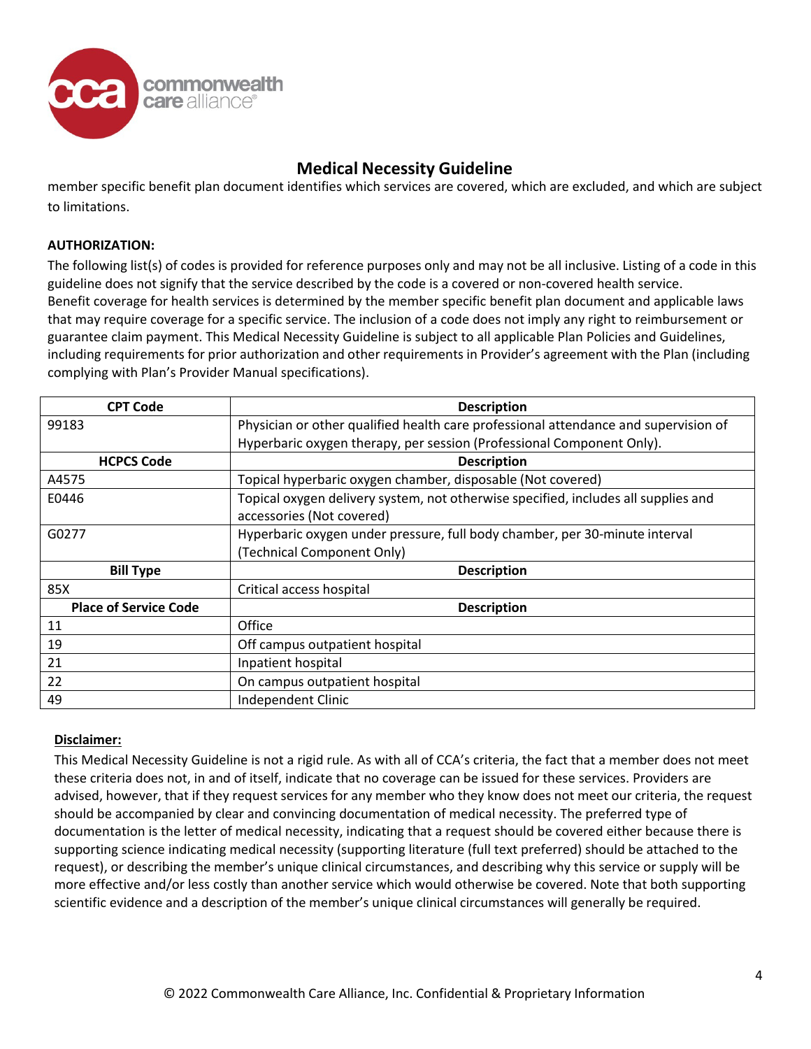member specific benefit plan document identifies which services are covered, which are excluded, and which are subject to limitations.

**AUTHORIZATION:**

The following list(s) of codes is provided for reference purposes only and may not be all inclusive. Listing of a code in this guideline does not signify that the service described by the code is a covered or non-covered health service. Benefit coverage for health services is determined by the member specific benefit plan document and applicable laws that may require coverage for a specific service. The inclusion of a code does not imply any right to reimbursement or guarantee claim payment. This Medical Necessity Guideline is subject to all applicable Plan Policies and Guidelines, including requirements for prior authorization and other requirements in Provider's agreement with the Plan (including complying with Plan's Provider Manual specifications).

| CPT Code | Description |
|---|---|
| 99183 | Physician or other qualified health care professional attendance and supervision of Hyperbaric oxygen therapy, per session (Professional Component Only). |
| **HCPCS Code** | **Description** |
| A4575 | Topical hyperbaric oxygen chamber, disposable (Not covered) |
| E0446 | Topical oxygen delivery system, not otherwise specified, includes all supplies and accessories (Not covered) |
| G0277 | Hyperbaric oxygen under pressure, full body chamber, per 30-minute interval (Technical Component Only) |
| **Bill Type** | **Description** |
| 85X | Critical access hospital |
| **Place of Service Code** | **Description** |
| 11 | Office |
| 19 | Off campus outpatient hospital |
| 21 | Inpatient hospital |
| 22 | On campus outpatient hospital |
| 49 | Independent Clinic |

**Disclaimer:**

This Medical Necessity Guideline is not a rigid rule. As with all of CCA's criteria, the fact that a member does not meet these criteria does not, in and of itself, indicate that no coverage can be issued for these services. Providers are advised, however, that if they request services for any member who they know does not meet our criteria, the request should be accompanied by clear and convincing documentation of medical necessity. The preferred type of documentation is the letter of medical necessity, indicating that a request should be covered either because there is supporting science indicating medical necessity (supporting literature (full text preferred) should be attached to the request), or describing the member's unique clinical circumstances, and describing why this service or supply will be more effective and/or less costly than another service which would otherwise be covered. Note that both supporting scientific evidence and a description of the member's unique clinical circumstances will generally be required.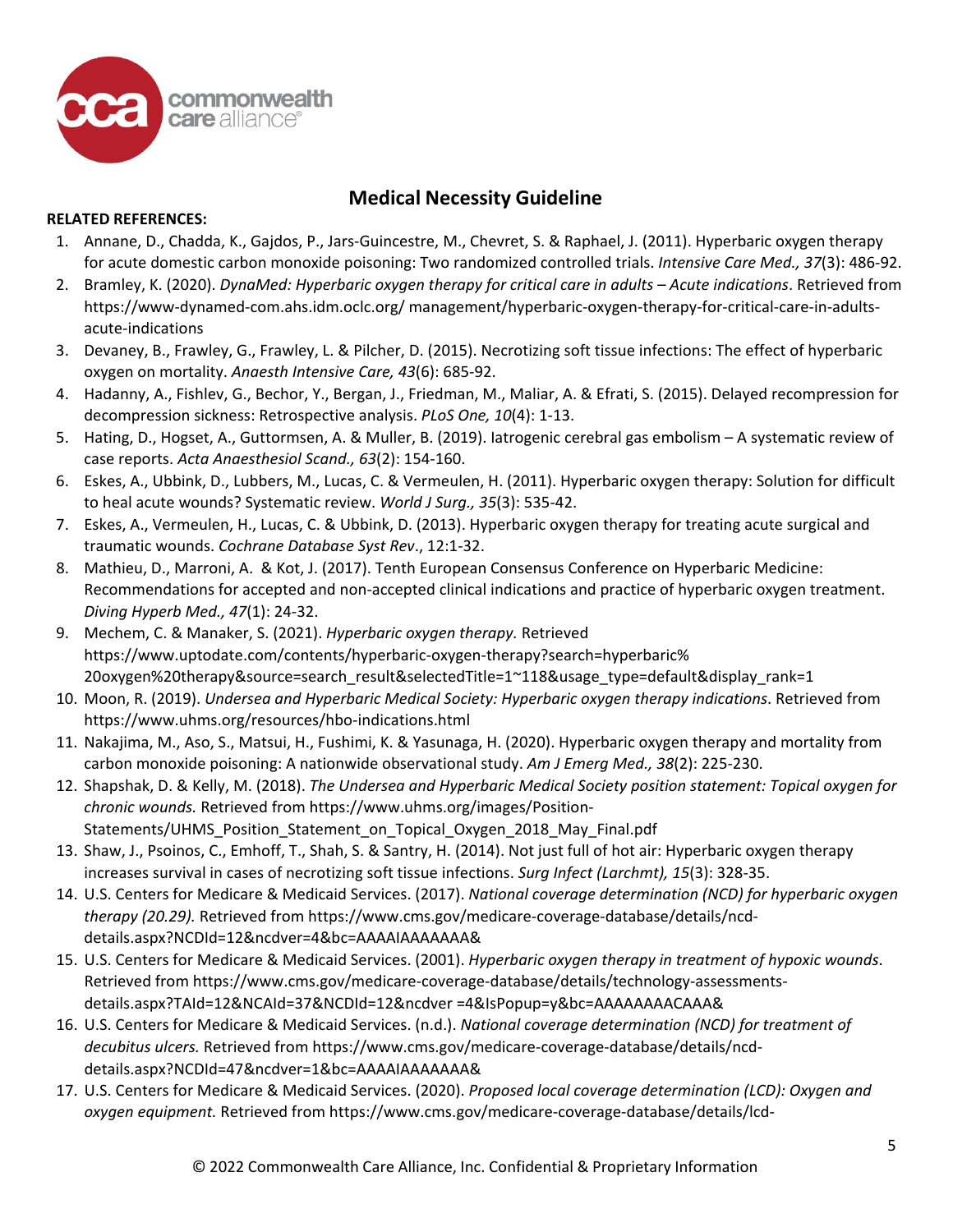## Medical Necessity Guideline

**RELATED REFERENCES:**

1. Annane, D., Chadda, K., Gajdos, P., Jars-Guincestre, M., Chevret, S. & Raphael, J. (2011). Hyperbaric oxygen therapy for acute domestic carbon monoxide poisoning: Two randomized controlled trials. *Intensive Care Med., 37*(3): 486-92.
2. Bramley, K. (2020). *DynaMed: Hyperbaric oxygen therapy for critical care in adults – Acute indications*. Retrieved from https://www-dynamed-com.ahs.idm.oclc.org/ management/hyperbaric-oxygen-therapy-for-critical-care-in-adults-acute-indications
3. Devaney, B., Frawley, G., Frawley, L. & Pilcher, D. (2015). Necrotizing soft tissue infections: The effect of hyperbaric oxygen on mortality. *Anaesth Intensive Care, 43*(6): 685-92.
4. Hadanny, A., Fishlev, G., Bechor, Y., Bergan, J., Friedman, M., Maliar, A. & Efrati, S. (2015). Delayed recompression for decompression sickness: Retrospective analysis. *PLoS One, 10*(4): 1-13.
5. Hating, D., Hogset, A., Guttormsen, A. & Muller, B. (2019). Iatrogenic cerebral gas embolism – A systematic review of case reports. *Acta Anaesthesiol Scand., 63*(2): 154-160.
6. Eskes, A., Ubbink, D., Lubbers, M., Lucas, C. & Vermeulen, H. (2011). Hyperbaric oxygen therapy: Solution for difficult to heal acute wounds? Systematic review. *World J Surg., 35*(3): 535-42.
7. Eskes, A., Vermeulen, H., Lucas, C. & Ubbink, D. (2013). Hyperbaric oxygen therapy for treating acute surgical and traumatic wounds. *Cochrane Database Syst Rev*., 12:1-32.
8. Mathieu, D., Marroni, A. & Kot, J. (2017). Tenth European Consensus Conference on Hyperbaric Medicine: Recommendations for accepted and non-accepted clinical indications and practice of hyperbaric oxygen treatment. *Diving Hyperb Med., 47*(1): 24-32.
9. Mechem, C. & Manaker, S. (2021). *Hyperbaric oxygen therapy.* Retrieved https://www.uptodate.com/contents/hyperbaric-oxygen-therapy?search=hyperbaric%20oxygen%20therapy&source=search_result&selectedTitle=1~118&usage_type=default&display_rank=1
10. Moon, R. (2019). *Undersea and Hyperbaric Medical Society: Hyperbaric oxygen therapy indications*. Retrieved from https://www.uhms.org/resources/hbo-indications.html
11. Nakajima, M., Aso, S., Matsui, H., Fushimi, K. & Yasunaga, H. (2020). Hyperbaric oxygen therapy and mortality from carbon monoxide poisoning: A nationwide observational study. *Am J Emerg Med., 38*(2): 225-230.
12. Shapshak, D. & Kelly, M. (2018). *The Undersea and Hyperbaric Medical Society position statement: Topical oxygen for chronic wounds.* Retrieved from https://www.uhms.org/images/Position-Statements/UHMS_Position_Statement_on_Topical_Oxygen_2018_May_Final.pdf
13. Shaw, J., Psoinos, C., Emhoff, T., Shah, S. & Santry, H. (2014). Not just full of hot air: Hyperbaric oxygen therapy increases survival in cases of necrotizing soft tissue infections. *Surg Infect (Larchmt), 15*(3): 328-35.
14. U.S. Centers for Medicare & Medicaid Services. (2017). *National coverage determination (NCD) for hyperbaric oxygen therapy (20.29).* Retrieved from https://www.cms.gov/medicare-coverage-database/details/ncd-details.aspx?NCDId=12&ncdver=4&bc=AAAAIAAAAAAA&
15. U.S. Centers for Medicare & Medicaid Services. (2001). *Hyperbaric oxygen therapy in treatment of hypoxic wounds*. Retrieved from https://www.cms.gov/medicare-coverage-database/details/technology-assessments-details.aspx?TAId=12&NCAId=37&NCDId=12&ncdver =4&IsPopup=y&bc=AAAAAAAACAAA&
16. U.S. Centers for Medicare & Medicaid Services. (n.d.). *National coverage determination (NCD) for treatment of decubitus ulcers.* Retrieved from https://www.cms.gov/medicare-coverage-database/details/ncd-details.aspx?NCDId=47&ncdver=1&bc=AAAAIAAAAAAA&
17. U.S. Centers for Medicare & Medicaid Services. (2020). *Proposed local coverage determination (LCD): Oxygen and oxygen equipment.* Retrieved from https://www.cms.gov/medicare-coverage-database/details/lcd-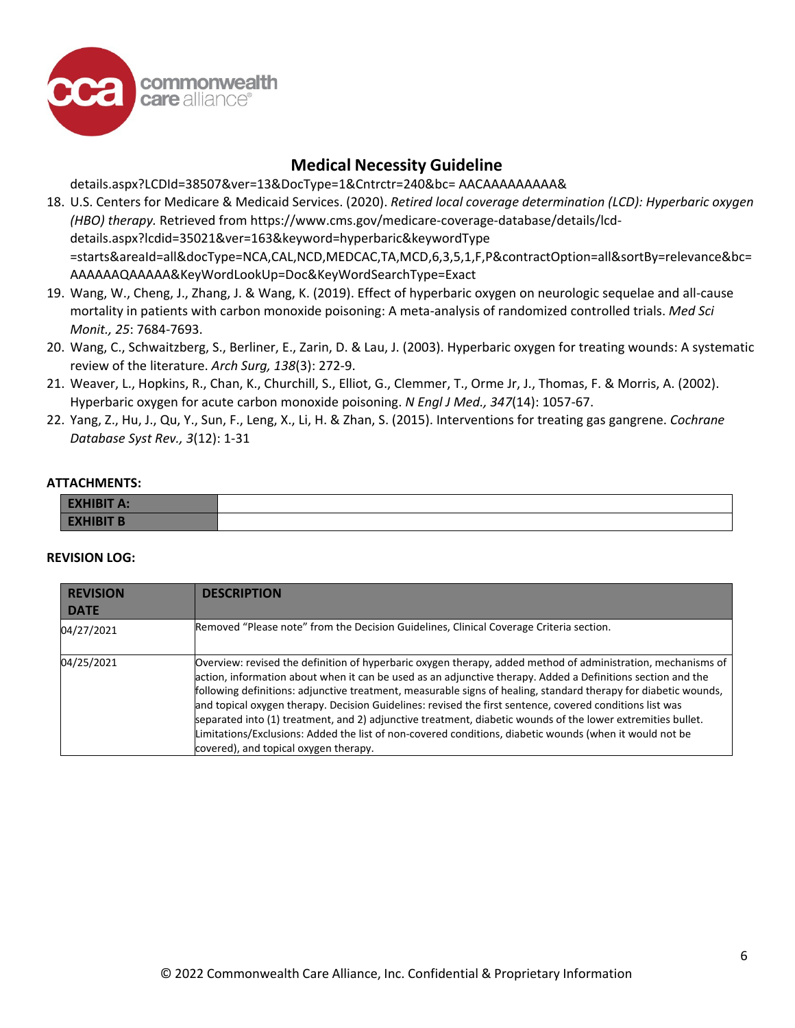details.aspx?LCDId=38507&ver=13&DocType=1&Cntrctr=240&bc= AACAAAAAAAAA&

18. U.S. Centers for Medicare & Medicaid Services. (2020). *Retired local coverage determination (LCD): Hyperbaric oxygen (HBO) therapy.* Retrieved from https://www.cms.gov/medicare-coverage-database/details/lcd-details.aspx?lcdid=35021&ver=163&keyword=hyperbaric&keywordType =starts&areaId=all&docType=NCA,CAL,NCD,MEDCAC,TA,MCD,6,3,5,1,F,P&contractOption=all&sortBy=relevance&bc= AAAAAAQAAAAA&KeyWordLookUp=Doc&KeyWordSearchType=Exact
19. Wang, W., Cheng, J., Zhang, J. & Wang, K. (2019). Effect of hyperbaric oxygen on neurologic sequelae and all-cause mortality in patients with carbon monoxide poisoning: A meta-analysis of randomized controlled trials. *Med Sci Monit., 25*: 7684-7693.
20. Wang, C., Schwaitzberg, S., Berliner, E., Zarin, D. & Lau, J. (2003). Hyperbaric oxygen for treating wounds: A systematic review of the literature. *Arch Surg, 138*(3): 272-9.
21. Weaver, L., Hopkins, R., Chan, K., Churchill, S., Elliot, G., Clemmer, T., Orme Jr, J., Thomas, F. & Morris, A. (2002). Hyperbaric oxygen for acute carbon monoxide poisoning. *N Engl J Med., 347*(14): 1057-67.
22. Yang, Z., Hu, J., Qu, Y., Sun, F., Leng, X., Li, H. & Zhan, S. (2015). Interventions for treating gas gangrene. *Cochrane Database Syst Rev., 3*(12): 1-31

**ATTACHMENTS:**

| | |
|---|---|
| **EXHIBIT A:** | |
| **EXHIBIT B** | |

**REVISION LOG:**

| REVISION DATE | DESCRIPTION |
|---|---|
| 04/27/2021 | Removed "Please note" from the Decision Guidelines, Clinical Coverage Criteria section. |
| 04/25/2021 | Overview: revised the definition of hyperbaric oxygen therapy, added method of administration, mechanisms of action, information about when it can be used as an adjunctive therapy. Added a Definitions section and the following definitions: adjunctive treatment, measurable signs of healing, standard therapy for diabetic wounds, and topical oxygen therapy. Decision Guidelines: revised the first sentence, covered conditions list was separated into (1) treatment, and 2) adjunctive treatment, diabetic wounds of the lower extremities bullet. Limitations/Exclusions: Added the list of non-covered conditions, diabetic wounds (when it would not be covered), and topical oxygen therapy. |

© 2022 Commonwealth Care Alliance, Inc. Confidential & Proprietary Information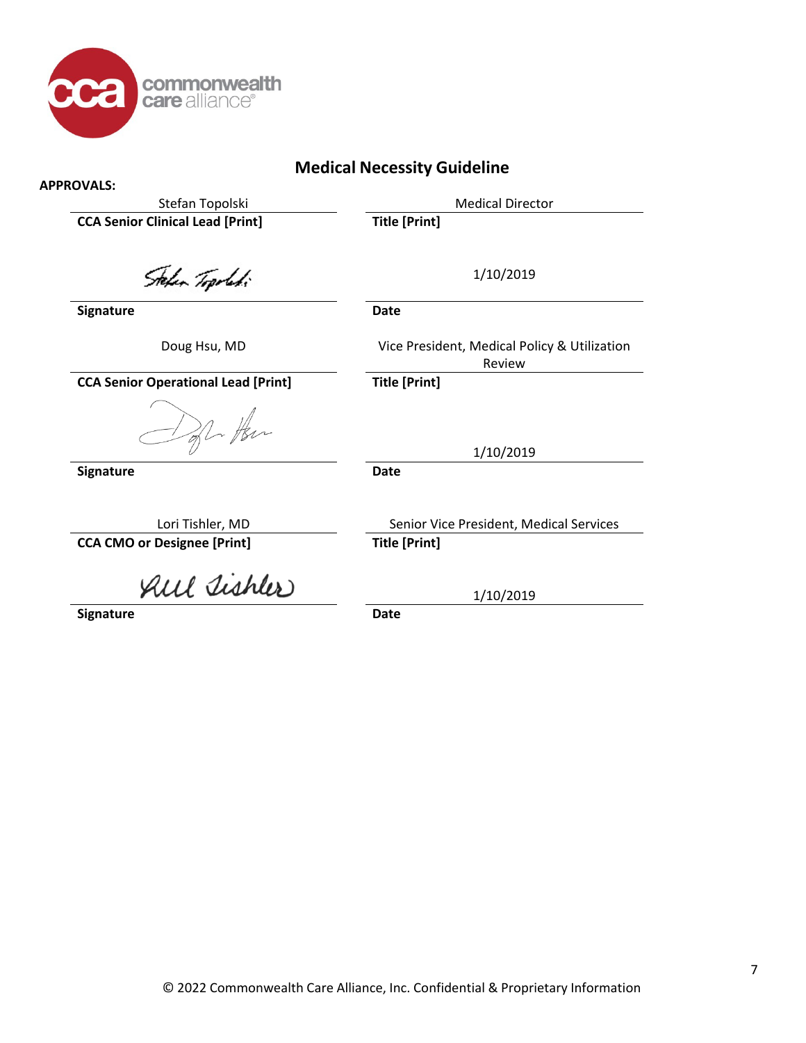## Medical Necessity Guideline

**APPROVALS:**

| | |
|---|---|
| Stefan Topolski | Medical Director |
| **CCA Senior Clinical Lead [Print]** | **Title [Print]** |
| Stefan Topolski | 1/10/2019 |
| **Signature** | **Date** |
| Doug Hsu, MD | Vice President, Medical Policy & Utilization Review |
| **CCA Senior Operational Lead [Print]** | **Title [Print]** |
| Doug Hsu | 1/10/2019 |
| **Signature** | **Date** |
| Lori Tishler, MD | Senior Vice President, Medical Services |
| **CCA CMO or Designee [Print]** | **Title [Print]** |
| Lori Tishler | 1/10/2019 |
| **Signature** | **Date** |

© 2022 Commonwealth Care Alliance, Inc. Confidential & Proprietary Information